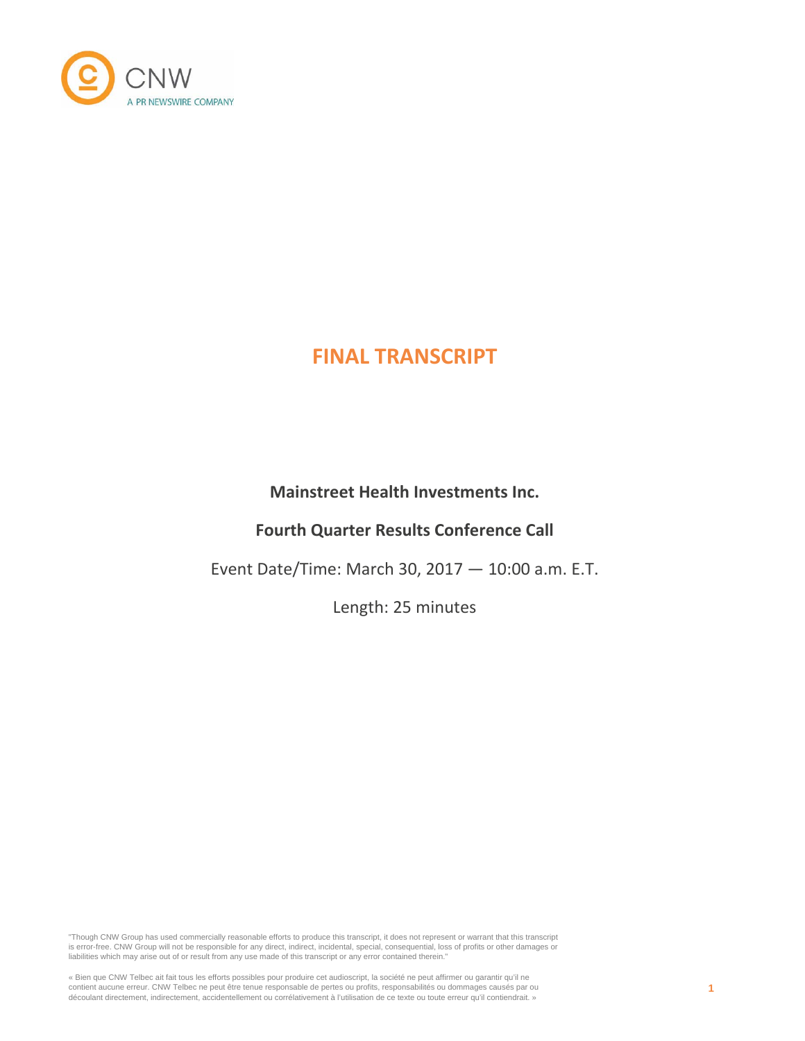# FINAL TRANSCRIPT

**Mainstreet Health Investments Inc.**

**Fourth Quarter Results Conference Call**

Event Date/Time: March 30, 2017 — 10:00 a.m. E.T.

Length: 25 minutes

"Though CNW Group has used commercially reasonable efforts to produce this transcript, it does not represent or warrant that this transcript is error-free. CNW Group will not be responsible for any direct, indirect, incidental, special, consequential, loss of profits or other damages or liabilities which may arise out of or result from any use made of this transcript or any error contained therein."

« Bien que CNW Telbec ait fait tous les efforts possibles pour produire cet audioscript, la société ne peut affirmer ou garantir qu'il ne contient aucune erreur. CNW Telbec ne peut être tenue responsable de pertes ou profits, responsabilités ou dommages causés par ou découlant directement, indirectement, accidentellement ou corrélativement à l'utilisation de ce texte ou toute erreur qu'il contiendrait. »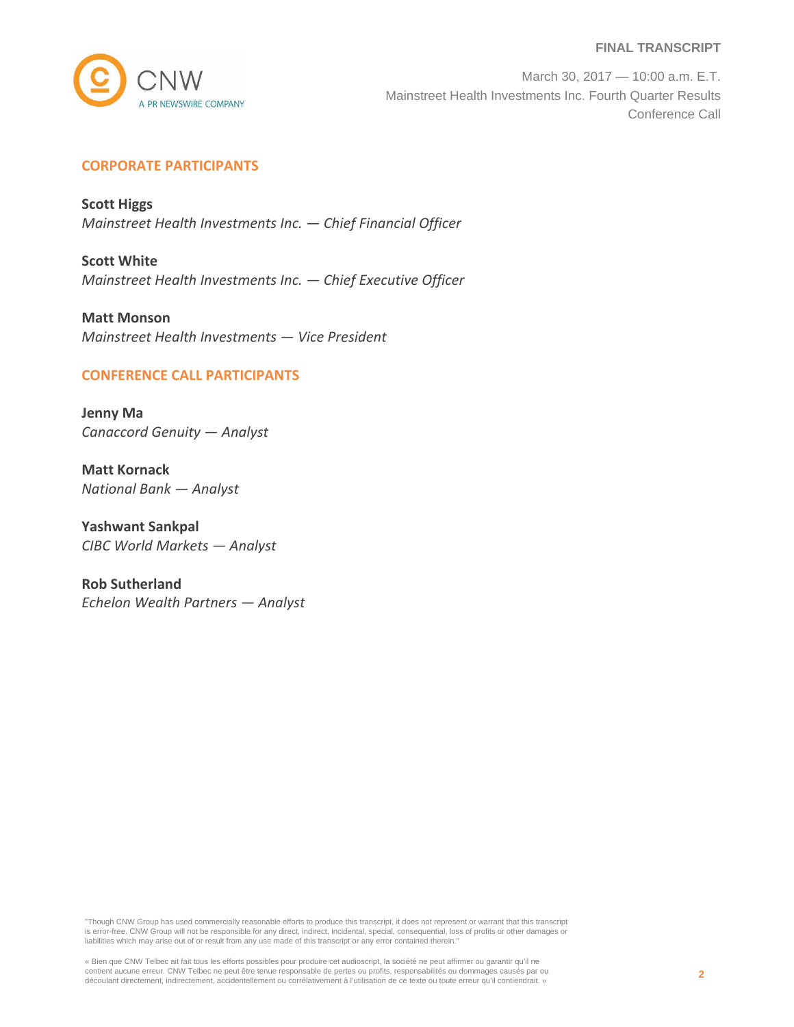## CORPORATE PARTICIPANTS

**Scott Higgs**
*Mainstreet Health Investments Inc. — Chief Financial Officer*

**Scott White**
*Mainstreet Health Investments Inc. — Chief Executive Officer*

**Matt Monson**
*Mainstreet Health Investments — Vice President*

## CONFERENCE CALL PARTICIPANTS

**Jenny Ma**
*Canaccord Genuity — Analyst*

**Matt Kornack**
*National Bank — Analyst*

**Yashwant Sankpal**
*CIBC World Markets — Analyst*

**Rob Sutherland**
*Echelon Wealth Partners — Analyst*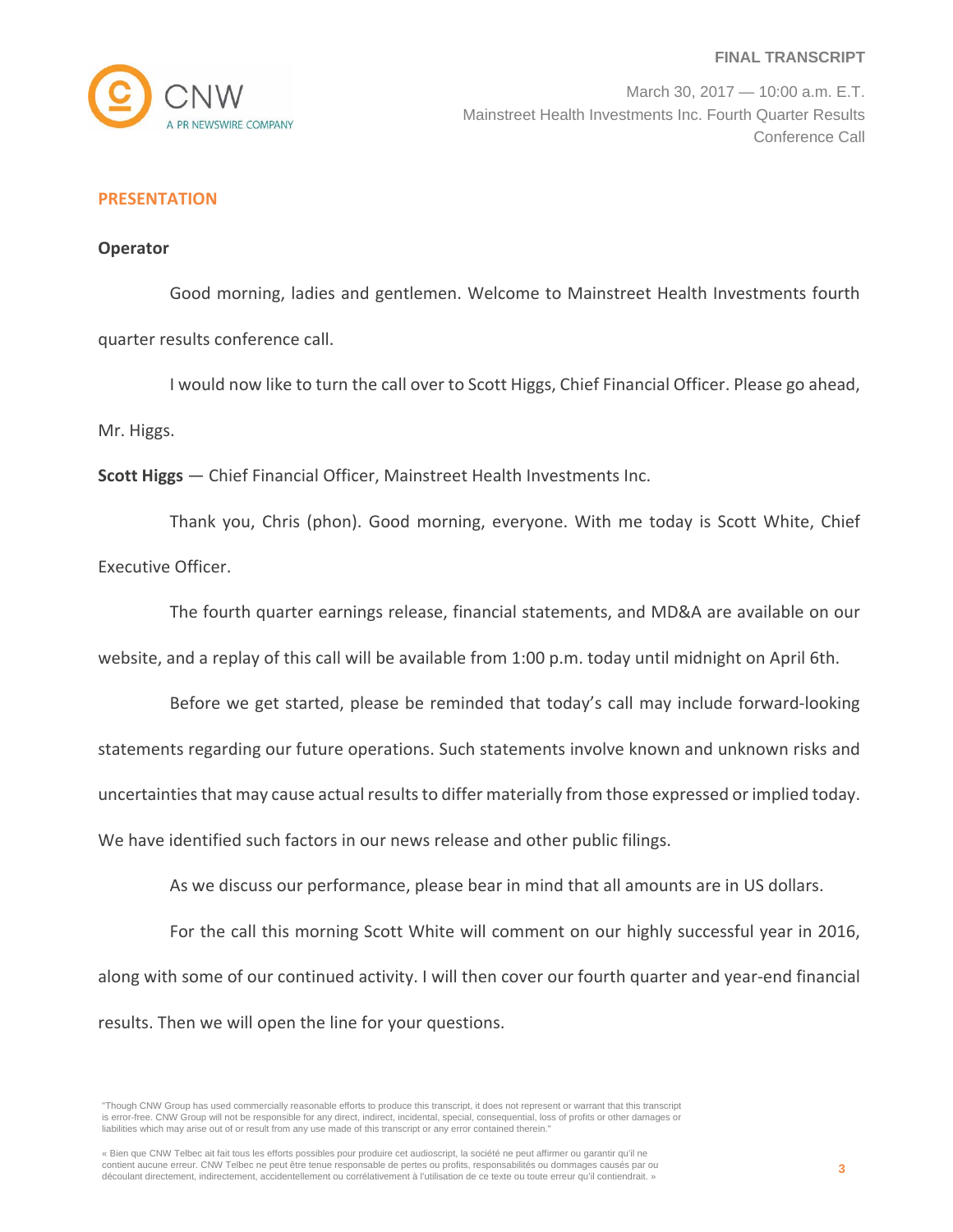## PRESENTATION

**Operator**

Good morning, ladies and gentlemen. Welcome to Mainstreet Health Investments fourth quarter results conference call.

I would now like to turn the call over to Scott Higgs, Chief Financial Officer. Please go ahead, Mr. Higgs.

**Scott Higgs** — Chief Financial Officer, Mainstreet Health Investments Inc.

Thank you, Chris (phon). Good morning, everyone. With me today is Scott White, Chief Executive Officer.

The fourth quarter earnings release, financial statements, and MD&A are available on our website, and a replay of this call will be available from 1:00 p.m. today until midnight on April 6th.

Before we get started, please be reminded that today's call may include forward-looking statements regarding our future operations. Such statements involve known and unknown risks and uncertainties that may cause actual results to differ materially from those expressed or implied today. We have identified such factors in our news release and other public filings.

As we discuss our performance, please bear in mind that all amounts are in US dollars.

For the call this morning Scott White will comment on our highly successful year in 2016, along with some of our continued activity. I will then cover our fourth quarter and year-end financial results. Then we will open the line for your questions.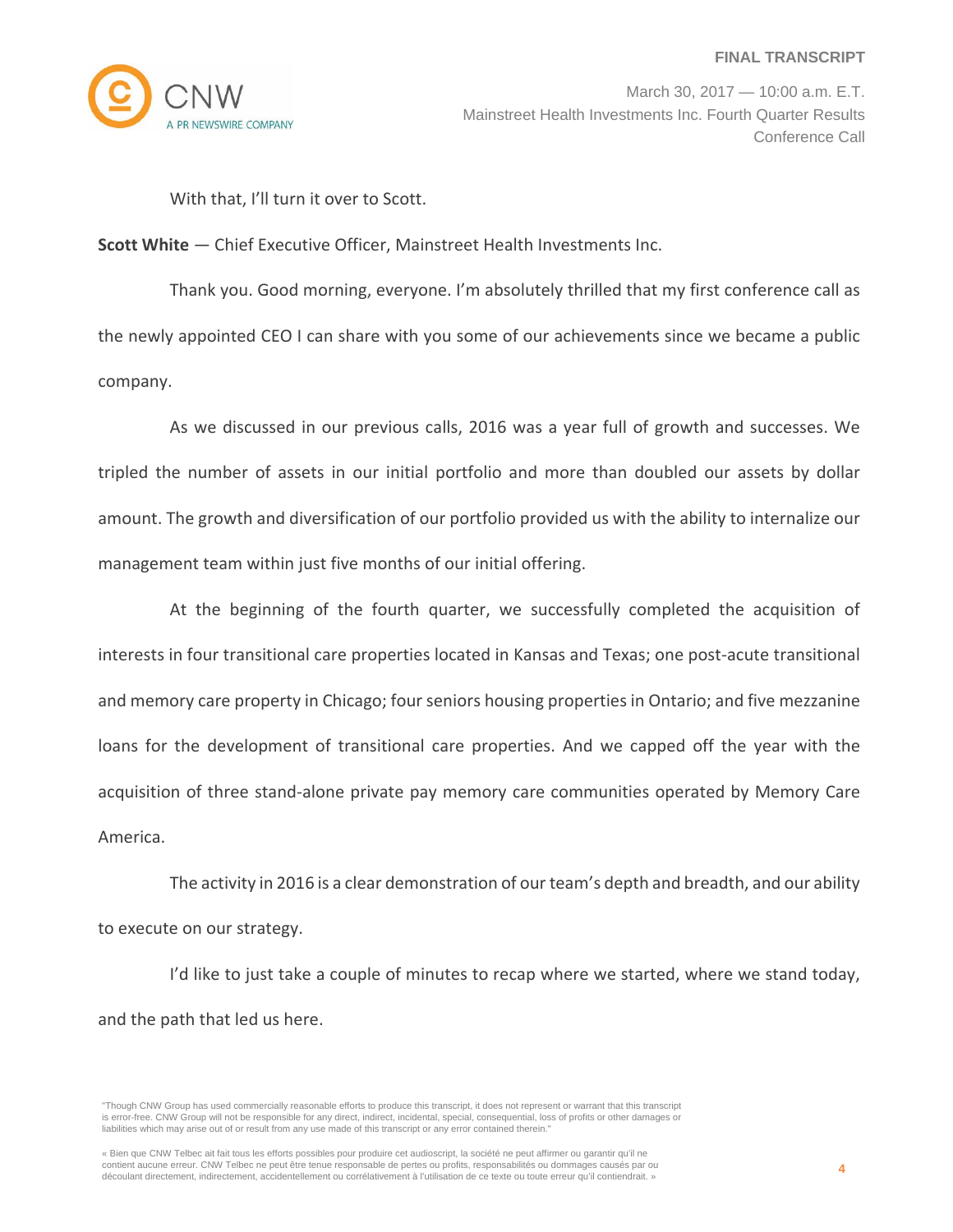With that, I'll turn it over to Scott.

**Scott White** — Chief Executive Officer, Mainstreet Health Investments Inc.

Thank you. Good morning, everyone. I'm absolutely thrilled that my first conference call as the newly appointed CEO I can share with you some of our achievements since we became a public company.

As we discussed in our previous calls, 2016 was a year full of growth and successes. We tripled the number of assets in our initial portfolio and more than doubled our assets by dollar amount. The growth and diversification of our portfolio provided us with the ability to internalize our management team within just five months of our initial offering.

At the beginning of the fourth quarter, we successfully completed the acquisition of interests in four transitional care properties located in Kansas and Texas; one post-acute transitional and memory care property in Chicago; four seniors housing properties in Ontario; and five mezzanine loans for the development of transitional care properties. And we capped off the year with the acquisition of three stand-alone private pay memory care communities operated by Memory Care America.

The activity in 2016 is a clear demonstration of our team's depth and breadth, and our ability to execute on our strategy.

I'd like to just take a couple of minutes to recap where we started, where we stand today, and the path that led us here.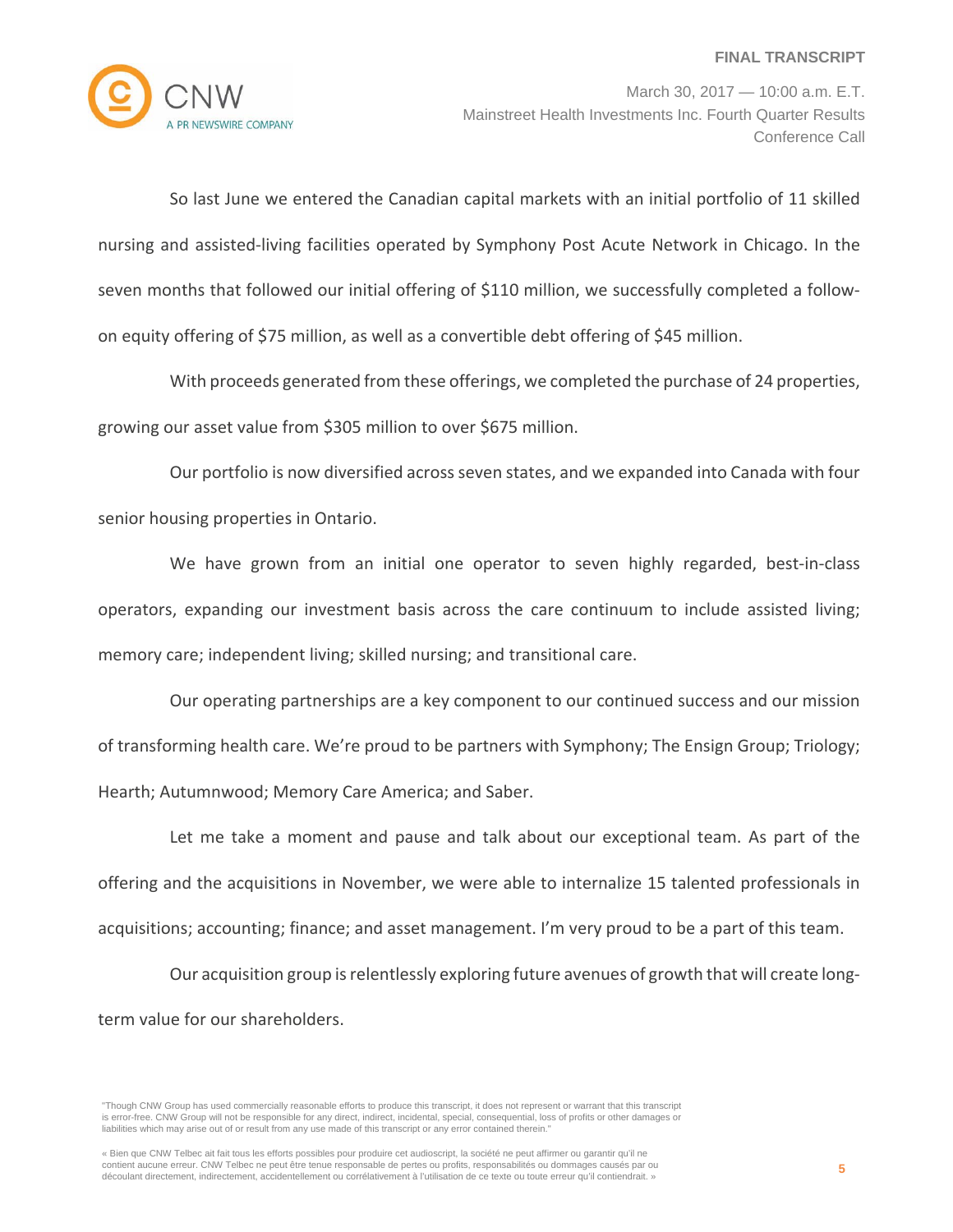So last June we entered the Canadian capital markets with an initial portfolio of 11 skilled nursing and assisted-living facilities operated by Symphony Post Acute Network in Chicago. In the seven months that followed our initial offering of $110 million, we successfully completed a follow-on equity offering of $75 million, as well as a convertible debt offering of $45 million.

With proceeds generated from these offerings, we completed the purchase of 24 properties, growing our asset value from $305 million to over $675 million.

Our portfolio is now diversified across seven states, and we expanded into Canada with four senior housing properties in Ontario.

We have grown from an initial one operator to seven highly regarded, best-in-class operators, expanding our investment basis across the care continuum to include assisted living; memory care; independent living; skilled nursing; and transitional care.

Our operating partnerships are a key component to our continued success and our mission of transforming health care. We're proud to be partners with Symphony; The Ensign Group; Triology; Hearth; Autumnwood; Memory Care America; and Saber.

Let me take a moment and pause and talk about our exceptional team. As part of the offering and the acquisitions in November, we were able to internalize 15 talented professionals in acquisitions; accounting; finance; and asset management. I'm very proud to be a part of this team.

Our acquisition group is relentlessly exploring future avenues of growth that will create long-term value for our shareholders.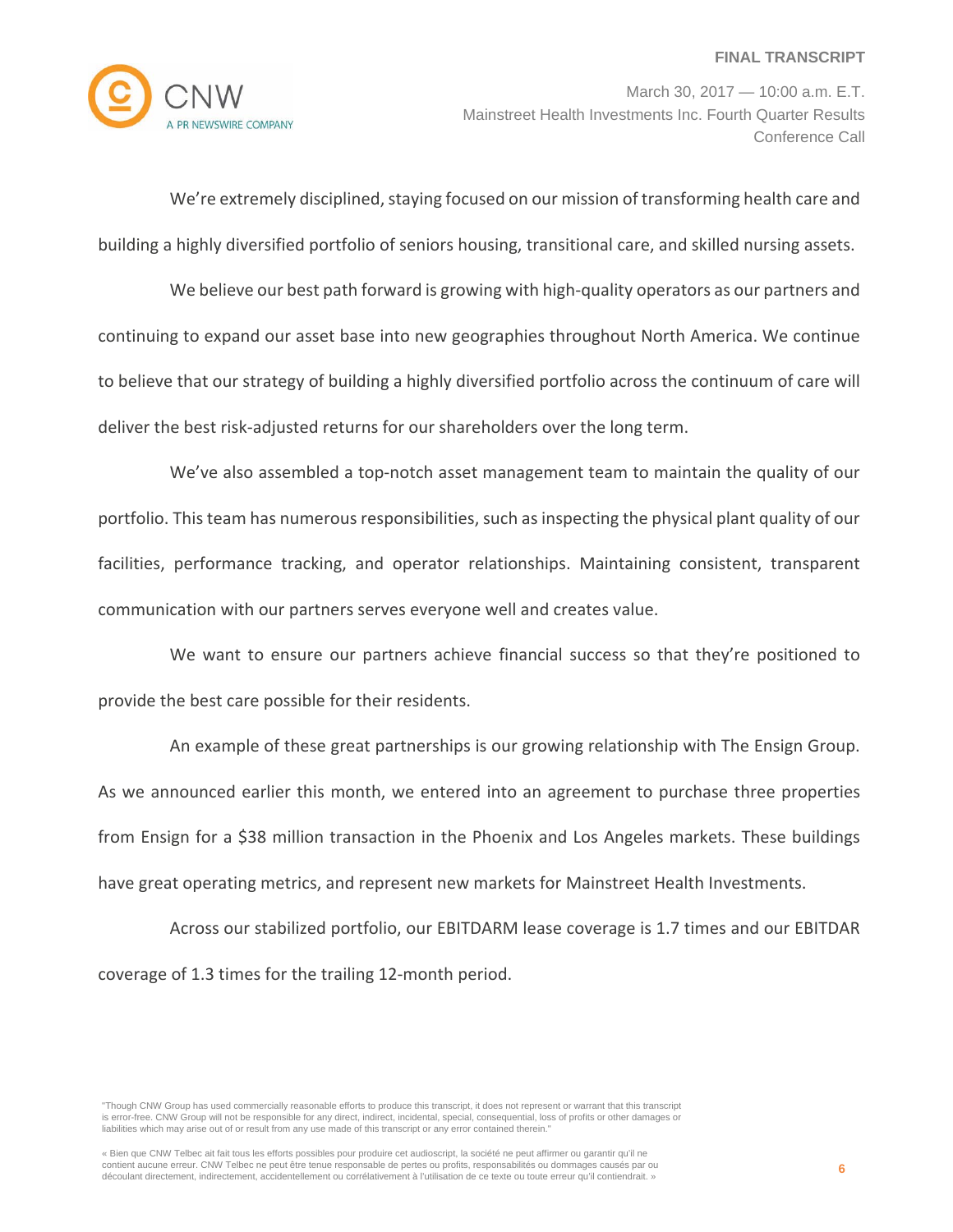We're extremely disciplined, staying focused on our mission of transforming health care and building a highly diversified portfolio of seniors housing, transitional care, and skilled nursing assets.

We believe our best path forward is growing with high-quality operators as our partners and continuing to expand our asset base into new geographies throughout North America. We continue to believe that our strategy of building a highly diversified portfolio across the continuum of care will deliver the best risk-adjusted returns for our shareholders over the long term.

We've also assembled a top-notch asset management team to maintain the quality of our portfolio. This team has numerous responsibilities, such as inspecting the physical plant quality of our facilities, performance tracking, and operator relationships. Maintaining consistent, transparent communication with our partners serves everyone well and creates value.

We want to ensure our partners achieve financial success so that they're positioned to provide the best care possible for their residents.

An example of these great partnerships is our growing relationship with The Ensign Group. As we announced earlier this month, we entered into an agreement to purchase three properties from Ensign for a $38 million transaction in the Phoenix and Los Angeles markets. These buildings have great operating metrics, and represent new markets for Mainstreet Health Investments.

Across our stabilized portfolio, our EBITDARM lease coverage is 1.7 times and our EBITDAR coverage of 1.3 times for the trailing 12-month period.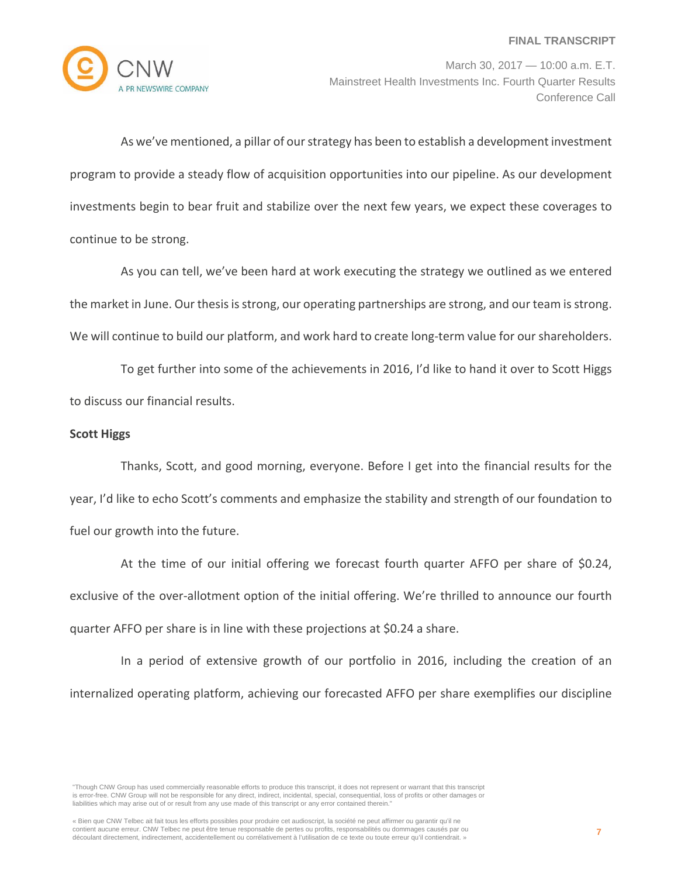As we've mentioned, a pillar of our strategy has been to establish a development investment program to provide a steady flow of acquisition opportunities into our pipeline. As our development investments begin to bear fruit and stabilize over the next few years, we expect these coverages to continue to be strong.

As you can tell, we've been hard at work executing the strategy we outlined as we entered the market in June. Our thesis is strong, our operating partnerships are strong, and our team is strong. We will continue to build our platform, and work hard to create long-term value for our shareholders.

To get further into some of the achievements in 2016, I'd like to hand it over to Scott Higgs to discuss our financial results.

**Scott Higgs**

Thanks, Scott, and good morning, everyone. Before I get into the financial results for the year, I'd like to echo Scott's comments and emphasize the stability and strength of our foundation to fuel our growth into the future.

At the time of our initial offering we forecast fourth quarter AFFO per share of $0.24, exclusive of the over-allotment option of the initial offering. We're thrilled to announce our fourth quarter AFFO per share is in line with these projections at $0.24 a share.

In a period of extensive growth of our portfolio in 2016, including the creation of an internalized operating platform, achieving our forecasted AFFO per share exemplifies our discipline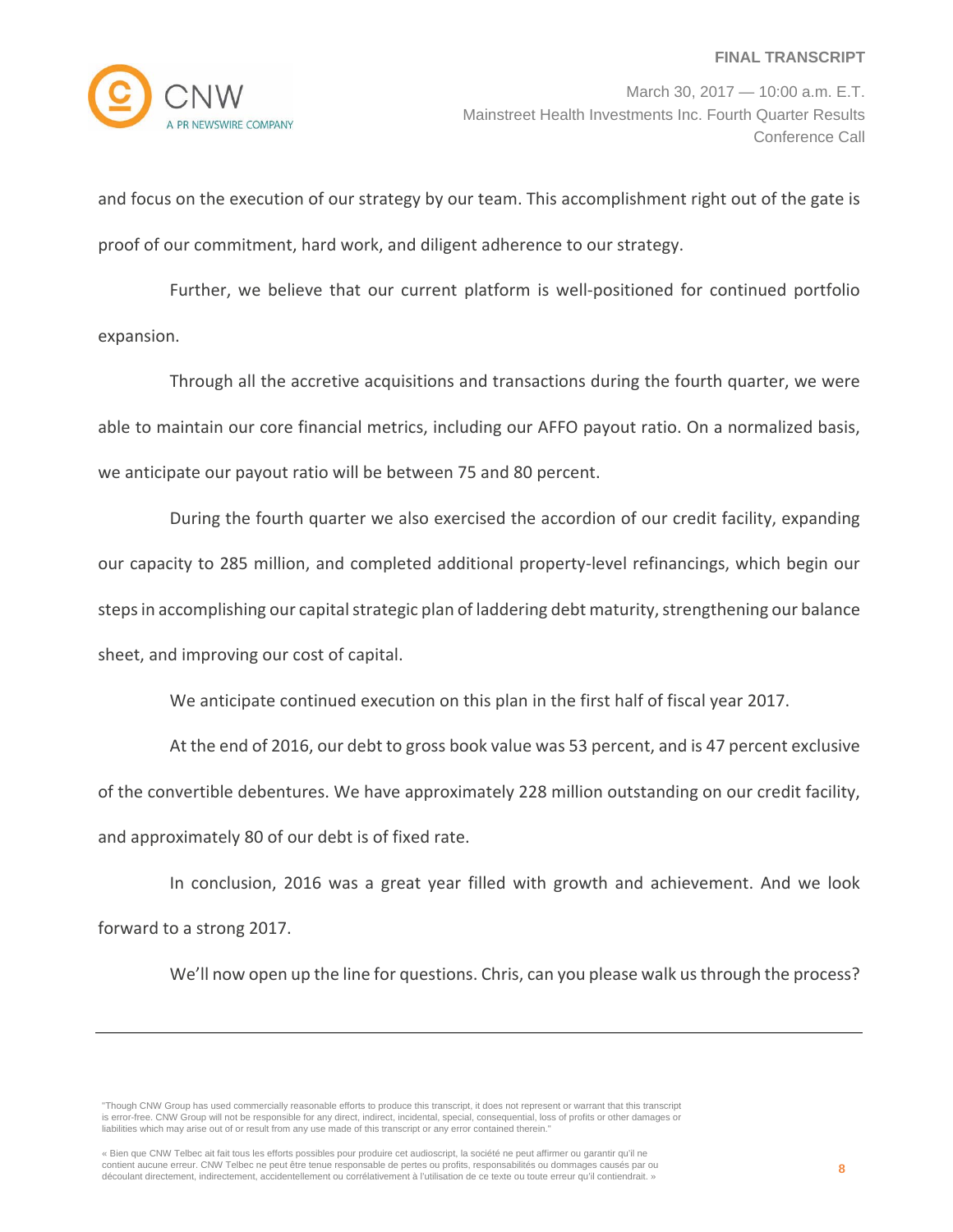and focus on the execution of our strategy by our team. This accomplishment right out of the gate is proof of our commitment, hard work, and diligent adherence to our strategy.

Further, we believe that our current platform is well-positioned for continued portfolio expansion.

Through all the accretive acquisitions and transactions during the fourth quarter, we were able to maintain our core financial metrics, including our AFFO payout ratio. On a normalized basis, we anticipate our payout ratio will be between 75 and 80 percent.

During the fourth quarter we also exercised the accordion of our credit facility, expanding our capacity to 285 million, and completed additional property-level refinancings, which begin our steps in accomplishing our capital strategic plan of laddering debt maturity, strengthening our balance sheet, and improving our cost of capital.

We anticipate continued execution on this plan in the first half of fiscal year 2017.

At the end of 2016, our debt to gross book value was 53 percent, and is 47 percent exclusive of the convertible debentures. We have approximately 228 million outstanding on our credit facility, and approximately 80 of our debt is of fixed rate.

In conclusion, 2016 was a great year filled with growth and achievement. And we look forward to a strong 2017.

We'll now open up the line for questions. Chris, can you please walk us through the process?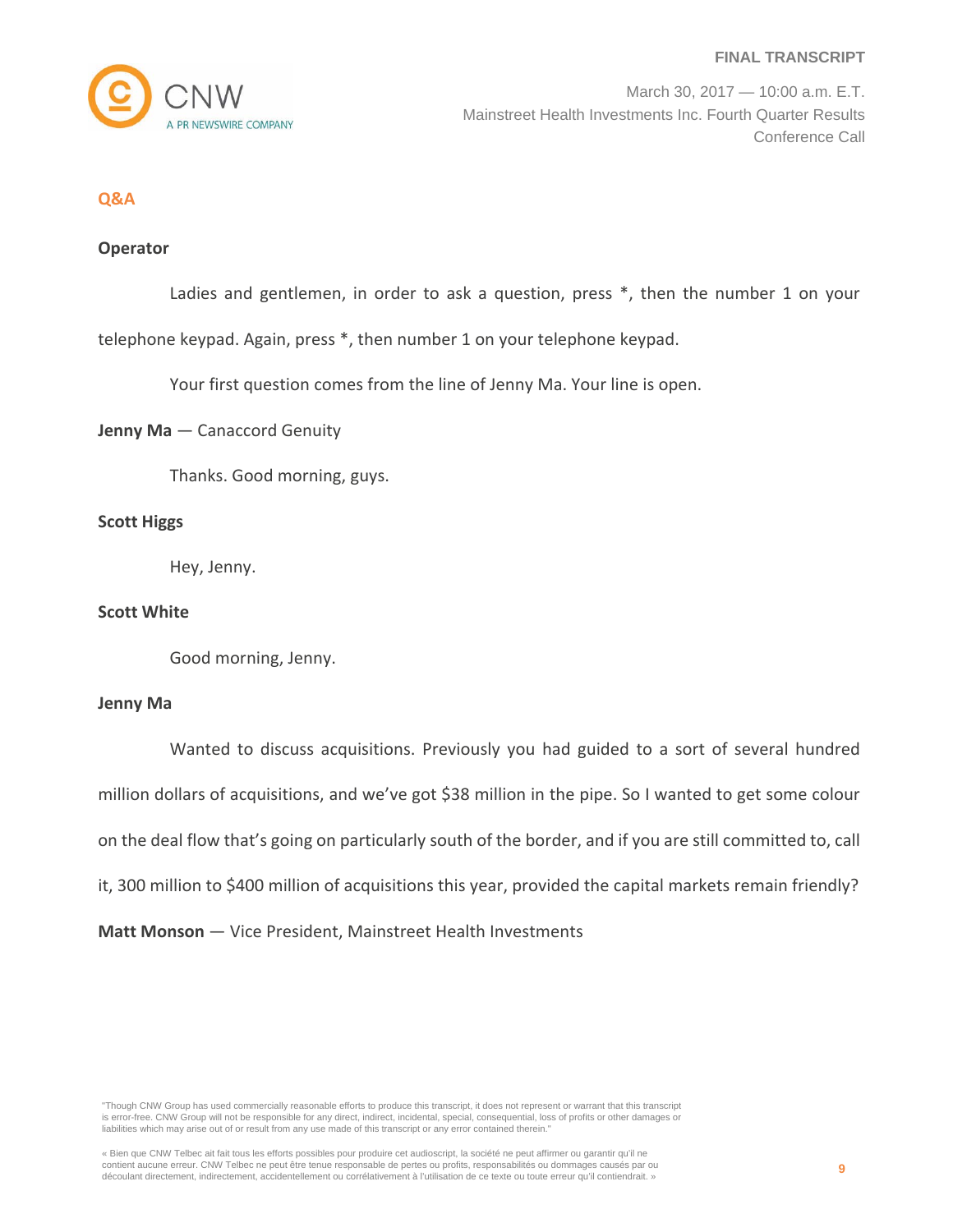## Q&A

**Operator**

Ladies and gentlemen, in order to ask a question, press *, then the number 1 on your telephone keypad. Again, press *, then number 1 on your telephone keypad.

Your first question comes from the line of Jenny Ma. Your line is open.

**Jenny Ma** — Canaccord Genuity

Thanks. Good morning, guys.

**Scott Higgs**

Hey, Jenny.

**Scott White**

Good morning, Jenny.

**Jenny Ma**

Wanted to discuss acquisitions. Previously you had guided to a sort of several hundred million dollars of acquisitions, and we've got $38 million in the pipe. So I wanted to get some colour on the deal flow that's going on particularly south of the border, and if you are still committed to, call it, 300 million to $400 million of acquisitions this year, provided the capital markets remain friendly?

**Matt Monson** — Vice President, Mainstreet Health Investments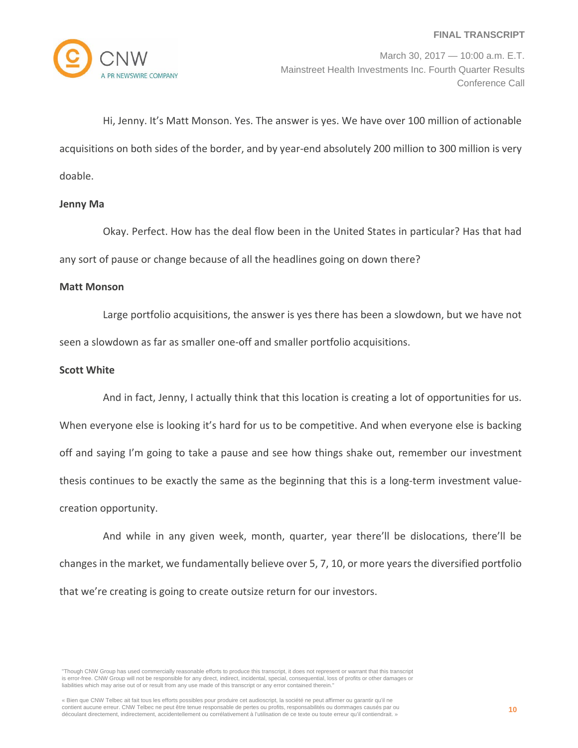Hi, Jenny. It's Matt Monson. Yes. The answer is yes. We have over 100 million of actionable acquisitions on both sides of the border, and by year-end absolutely 200 million to 300 million is very doable.

**Jenny Ma**

Okay. Perfect. How has the deal flow been in the United States in particular? Has that had any sort of pause or change because of all the headlines going on down there?

**Matt Monson**

Large portfolio acquisitions, the answer is yes there has been a slowdown, but we have not seen a slowdown as far as smaller one-off and smaller portfolio acquisitions.

**Scott White**

And in fact, Jenny, I actually think that this location is creating a lot of opportunities for us. When everyone else is looking it's hard for us to be competitive. And when everyone else is backing off and saying I'm going to take a pause and see how things shake out, remember our investment thesis continues to be exactly the same as the beginning that this is a long-term investment value-creation opportunity.

And while in any given week, month, quarter, year there'll be dislocations, there'll be changes in the market, we fundamentally believe over 5, 7, 10, or more years the diversified portfolio that we're creating is going to create outsize return for our investors.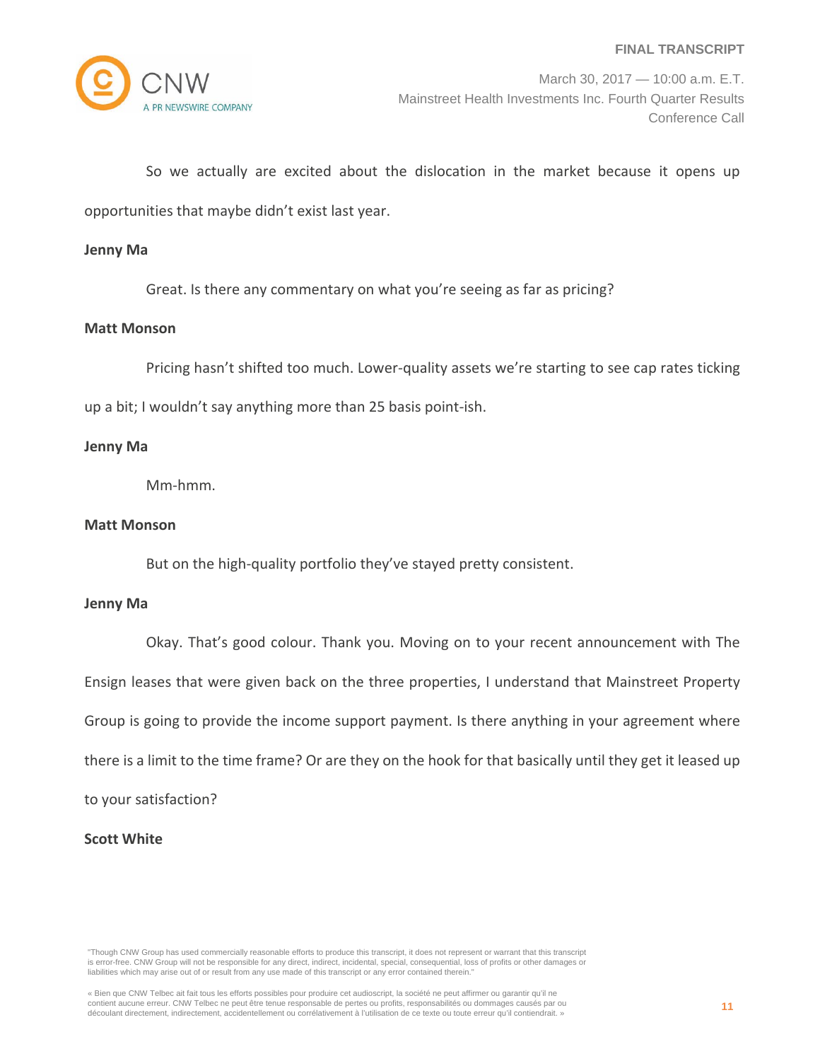So we actually are excited about the dislocation in the market because it opens up opportunities that maybe didn't exist last year.

**Jenny Ma**

Great. Is there any commentary on what you're seeing as far as pricing?

**Matt Monson**

Pricing hasn't shifted too much. Lower-quality assets we're starting to see cap rates ticking up a bit; I wouldn't say anything more than 25 basis point-ish.

**Jenny Ma**

Mm-hmm.

**Matt Monson**

But on the high-quality portfolio they've stayed pretty consistent.

**Jenny Ma**

Okay. That's good colour. Thank you. Moving on to your recent announcement with The Ensign leases that were given back on the three properties, I understand that Mainstreet Property Group is going to provide the income support payment. Is there anything in your agreement where there is a limit to the time frame? Or are they on the hook for that basically until they get it leased up to your satisfaction?

**Scott White**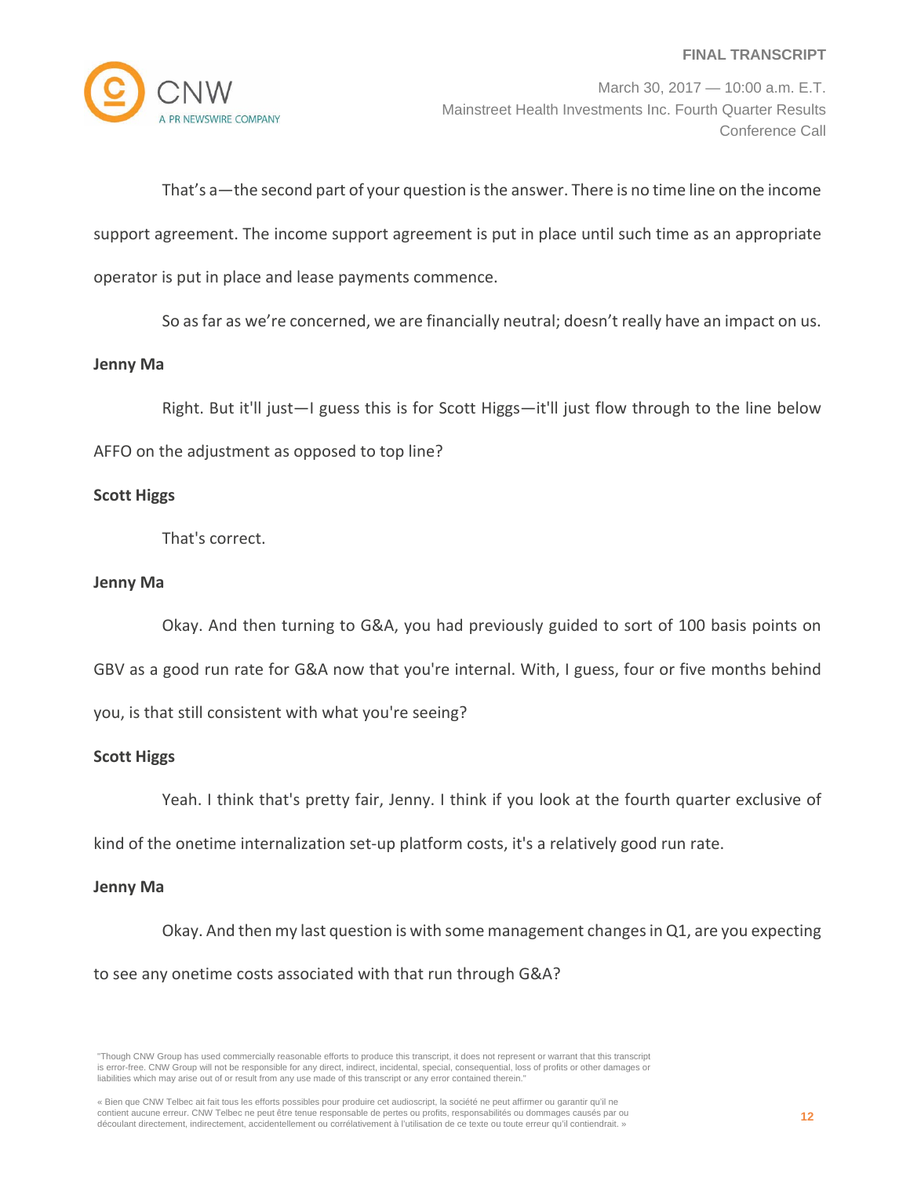That's a—the second part of your question is the answer. There is no time line on the income support agreement. The income support agreement is put in place until such time as an appropriate operator is put in place and lease payments commence.

So as far as we're concerned, we are financially neutral; doesn't really have an impact on us.

**Jenny Ma**

Right. But it'll just—I guess this is for Scott Higgs—it'll just flow through to the line below AFFO on the adjustment as opposed to top line?

**Scott Higgs**

That's correct.

**Jenny Ma**

Okay. And then turning to G&A, you had previously guided to sort of 100 basis points on GBV as a good run rate for G&A now that you're internal. With, I guess, four or five months behind you, is that still consistent with what you're seeing?

**Scott Higgs**

Yeah. I think that's pretty fair, Jenny. I think if you look at the fourth quarter exclusive of kind of the onetime internalization set-up platform costs, it's a relatively good run rate.

**Jenny Ma**

Okay. And then my last question is with some management changes in Q1, are you expecting to see any onetime costs associated with that run through G&A?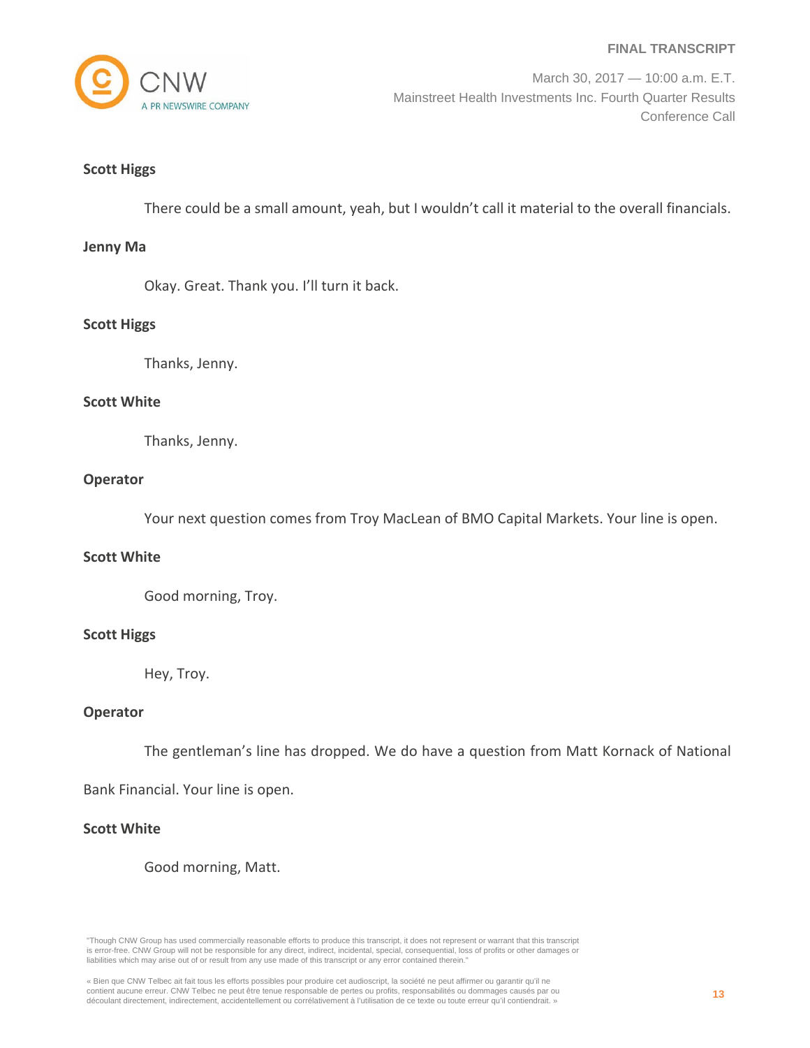**Scott Higgs**

There could be a small amount, yeah, but I wouldn't call it material to the overall financials.

**Jenny Ma**

Okay. Great. Thank you. I'll turn it back.

**Scott Higgs**

Thanks, Jenny.

**Scott White**

Thanks, Jenny.

**Operator**

Your next question comes from Troy MacLean of BMO Capital Markets. Your line is open.

**Scott White**

Good morning, Troy.

**Scott Higgs**

Hey, Troy.

**Operator**

The gentleman's line has dropped. We do have a question from Matt Kornack of National Bank Financial. Your line is open.

**Scott White**

Good morning, Matt.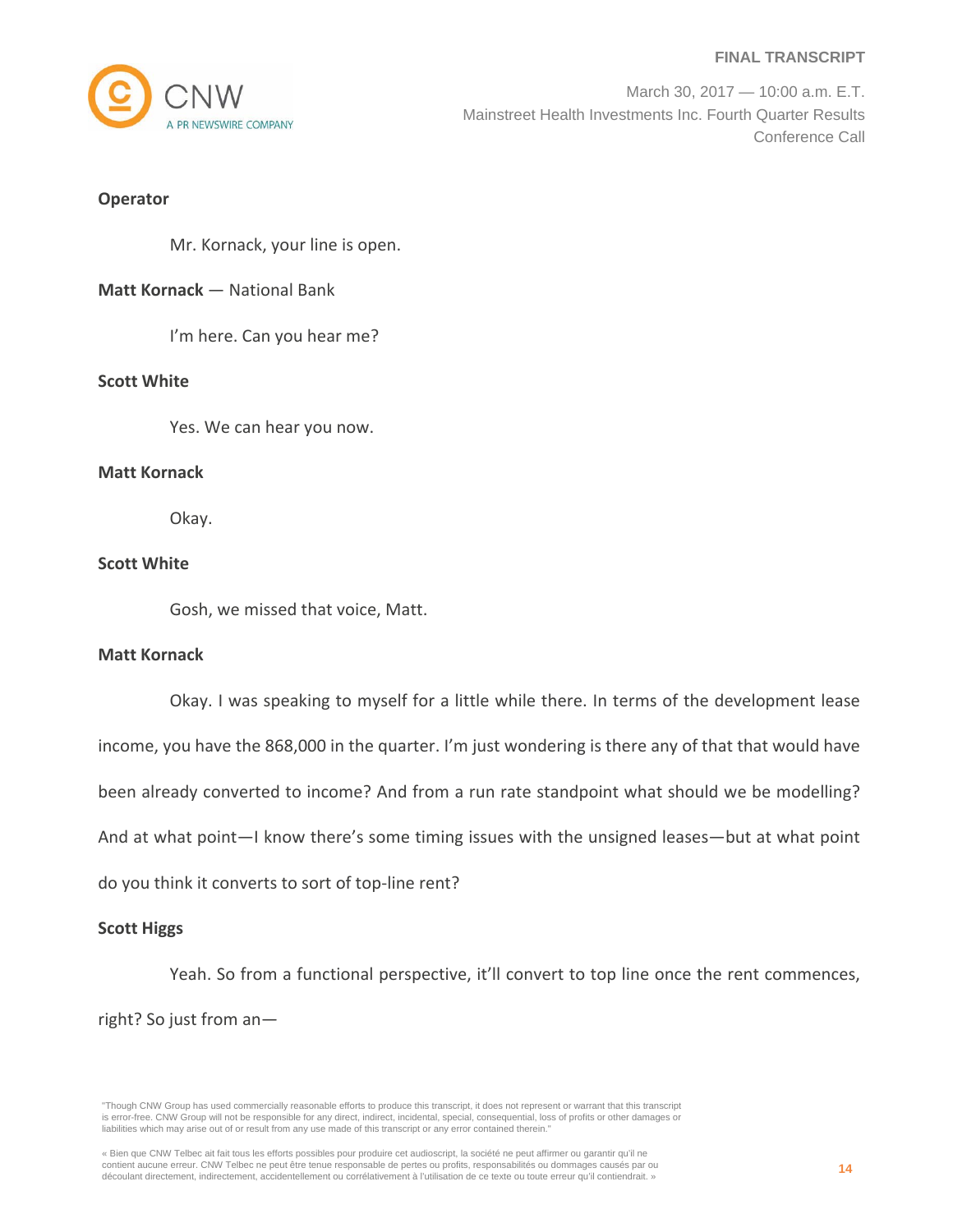**Operator**

Mr. Kornack, your line is open.

**Matt Kornack** — National Bank

I'm here. Can you hear me?

**Scott White**

Yes. We can hear you now.

**Matt Kornack**

Okay.

**Scott White**

Gosh, we missed that voice, Matt.

**Matt Kornack**

Okay. I was speaking to myself for a little while there. In terms of the development lease income, you have the 868,000 in the quarter. I'm just wondering is there any of that that would have been already converted to income? And from a run rate standpoint what should we be modelling? And at what point—I know there's some timing issues with the unsigned leases—but at what point do you think it converts to sort of top-line rent?

**Scott Higgs**

Yeah. So from a functional perspective, it'll convert to top line once the rent commences, right? So just from an—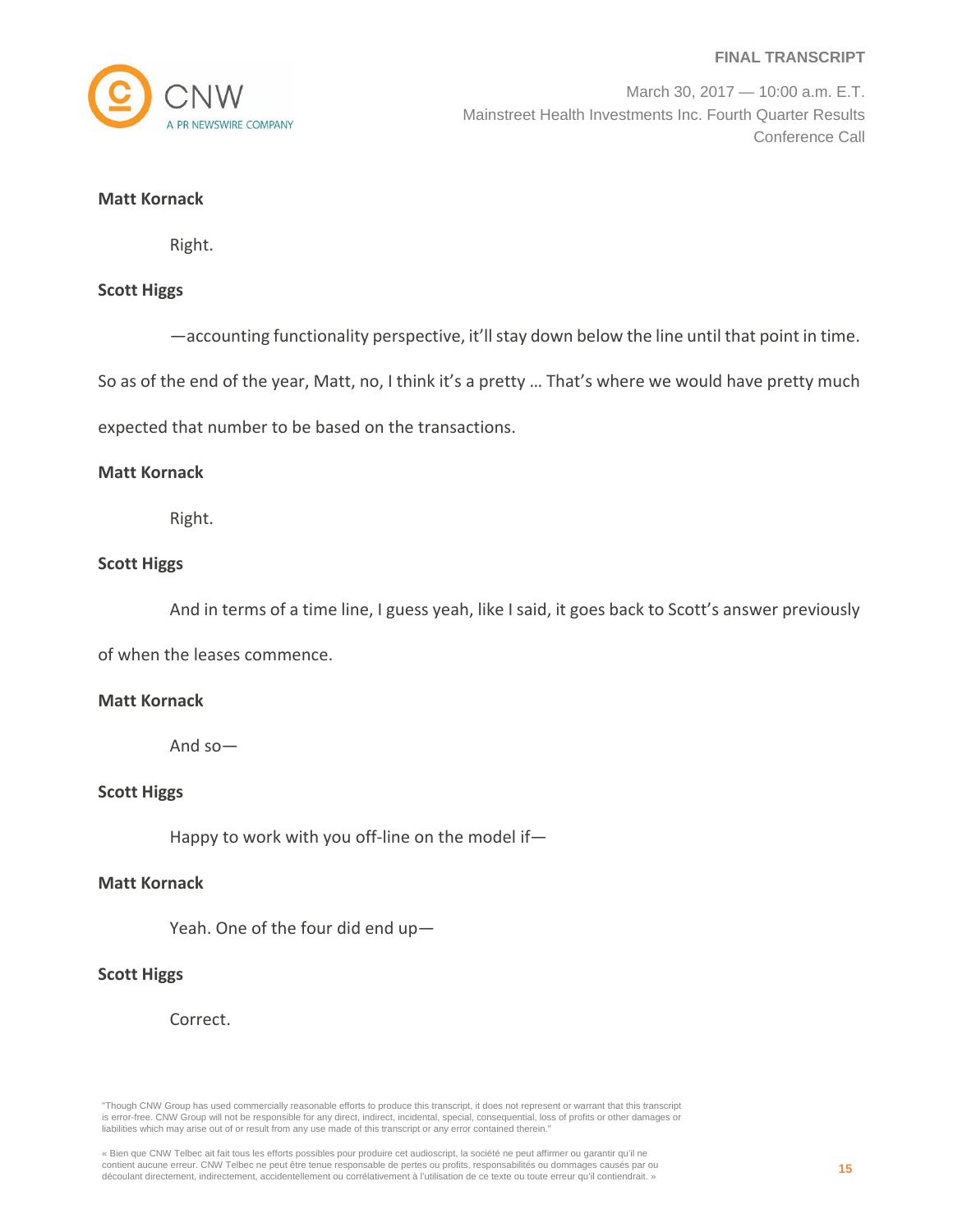**Matt Kornack**

Right.

**Scott Higgs**

—accounting functionality perspective, it'll stay down below the line until that point in time. So as of the end of the year, Matt, no, I think it's a pretty … That's where we would have pretty much expected that number to be based on the transactions.

**Matt Kornack**

Right.

**Scott Higgs**

And in terms of a time line, I guess yeah, like I said, it goes back to Scott's answer previously of when the leases commence.

**Matt Kornack**

And so—

**Scott Higgs**

Happy to work with you off-line on the model if—

**Matt Kornack**

Yeah. One of the four did end up—

**Scott Higgs**

Correct.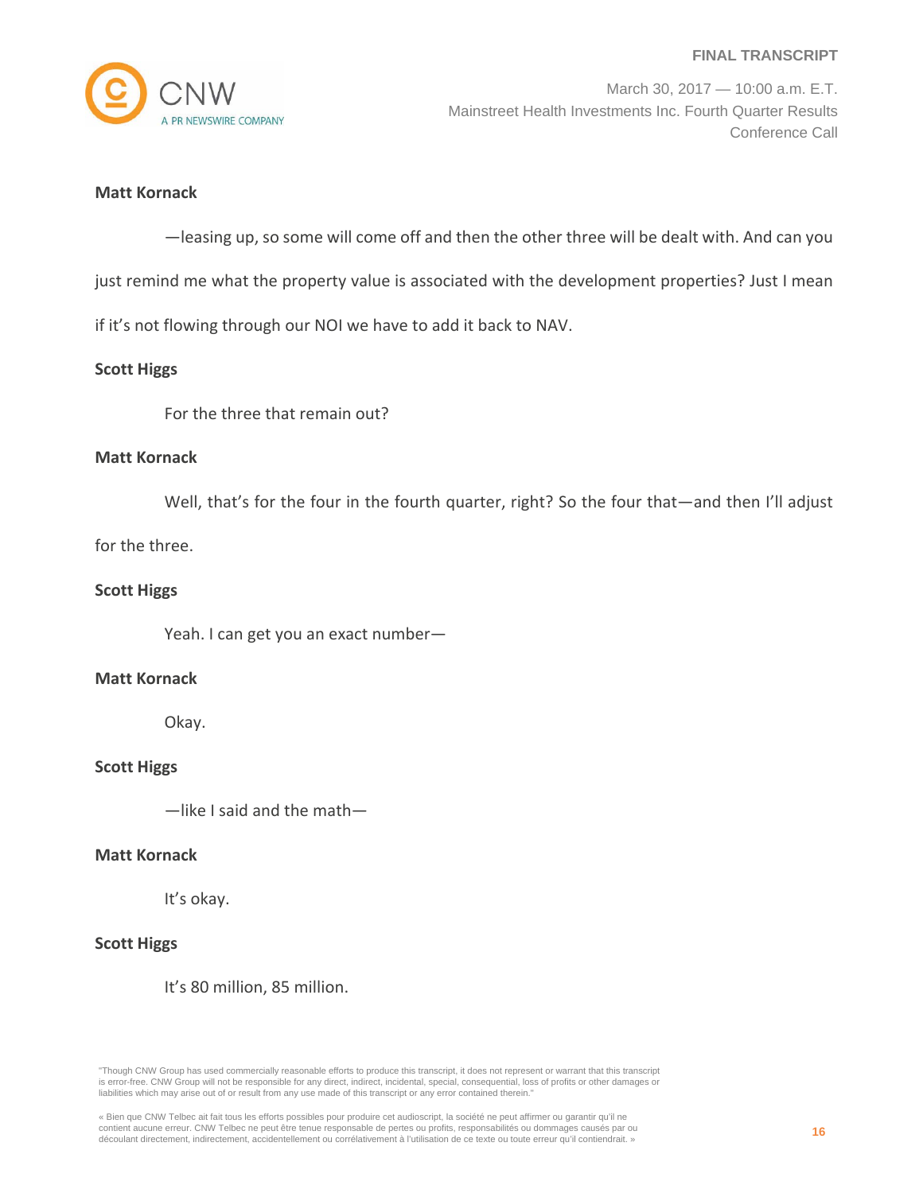**Matt Kornack**

—leasing up, so some will come off and then the other three will be dealt with. And can you just remind me what the property value is associated with the development properties? Just I mean if it's not flowing through our NOI we have to add it back to NAV.

**Scott Higgs**

For the three that remain out?

**Matt Kornack**

Well, that's for the four in the fourth quarter, right? So the four that—and then I'll adjust for the three.

**Scott Higgs**

Yeah. I can get you an exact number—

**Matt Kornack**

Okay.

**Scott Higgs**

—like I said and the math—

**Matt Kornack**

It's okay.

**Scott Higgs**

It's 80 million, 85 million.

"Though CNW Group has used commercially reasonable efforts to produce this transcript, it does not represent or warrant that this transcript is error-free. CNW Group will not be responsible for any direct, indirect, incidental, special, consequential, loss of profits or other damages or liabilities which may arise out of or result from any use made of this transcript or any error contained therein."

« Bien que CNW Telbec ait fait tous les efforts possibles pour produire cet audioscript, la société ne peut affirmer ou garantir qu'il ne contient aucune erreur. CNW Telbec ne peut être tenue responsable de pertes ou profits, responsabilités ou dommages causés par ou découlant directement, indirectement, accidentellement ou corrélativement à l'utilisation de ce texte ou toute erreur qu'il contiendrait. »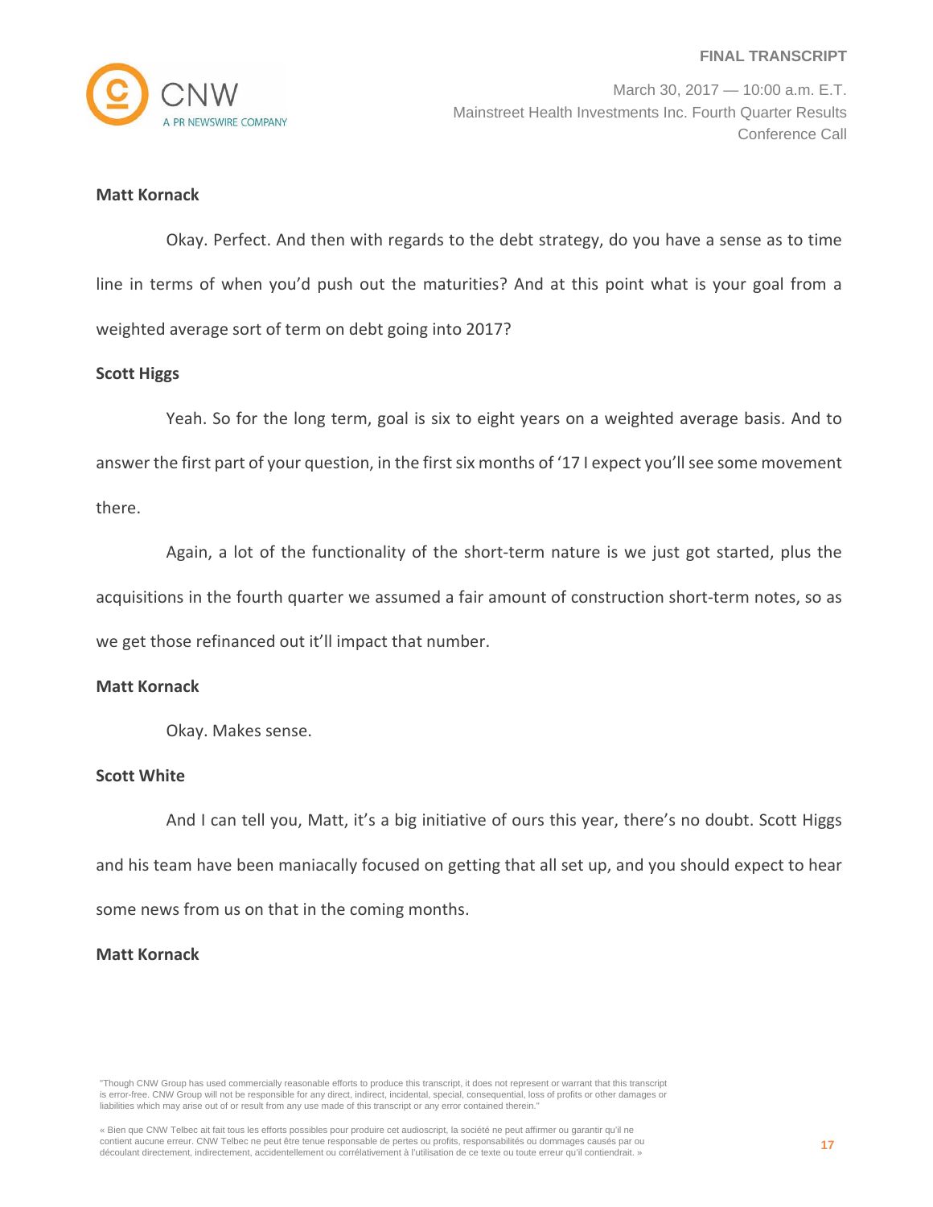**Matt Kornack**

Okay. Perfect. And then with regards to the debt strategy, do you have a sense as to time line in terms of when you'd push out the maturities? And at this point what is your goal from a weighted average sort of term on debt going into 2017?

**Scott Higgs**

Yeah. So for the long term, goal is six to eight years on a weighted average basis. And to answer the first part of your question, in the first six months of '17 I expect you'll see some movement there.

Again, a lot of the functionality of the short-term nature is we just got started, plus the acquisitions in the fourth quarter we assumed a fair amount of construction short-term notes, so as we get those refinanced out it'll impact that number.

**Matt Kornack**

Okay. Makes sense.

**Scott White**

And I can tell you, Matt, it's a big initiative of ours this year, there's no doubt. Scott Higgs and his team have been maniacally focused on getting that all set up, and you should expect to hear some news from us on that in the coming months.

**Matt Kornack**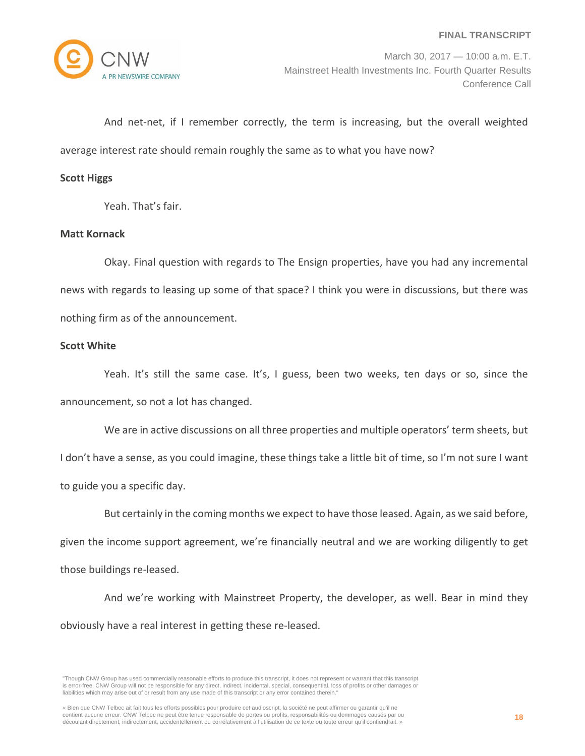And net-net, if I remember correctly, the term is increasing, but the overall weighted average interest rate should remain roughly the same as to what you have now?

**Scott Higgs**

Yeah. That's fair.

**Matt Kornack**

Okay. Final question with regards to The Ensign properties, have you had any incremental news with regards to leasing up some of that space? I think you were in discussions, but there was nothing firm as of the announcement.

**Scott White**

Yeah. It's still the same case. It's, I guess, been two weeks, ten days or so, since the announcement, so not a lot has changed.

We are in active discussions on all three properties and multiple operators' term sheets, but I don't have a sense, as you could imagine, these things take a little bit of time, so I'm not sure I want to guide you a specific day.

But certainly in the coming months we expect to have those leased. Again, as we said before, given the income support agreement, we're financially neutral and we are working diligently to get those buildings re-leased.

And we're working with Mainstreet Property, the developer, as well. Bear in mind they obviously have a real interest in getting these re-leased.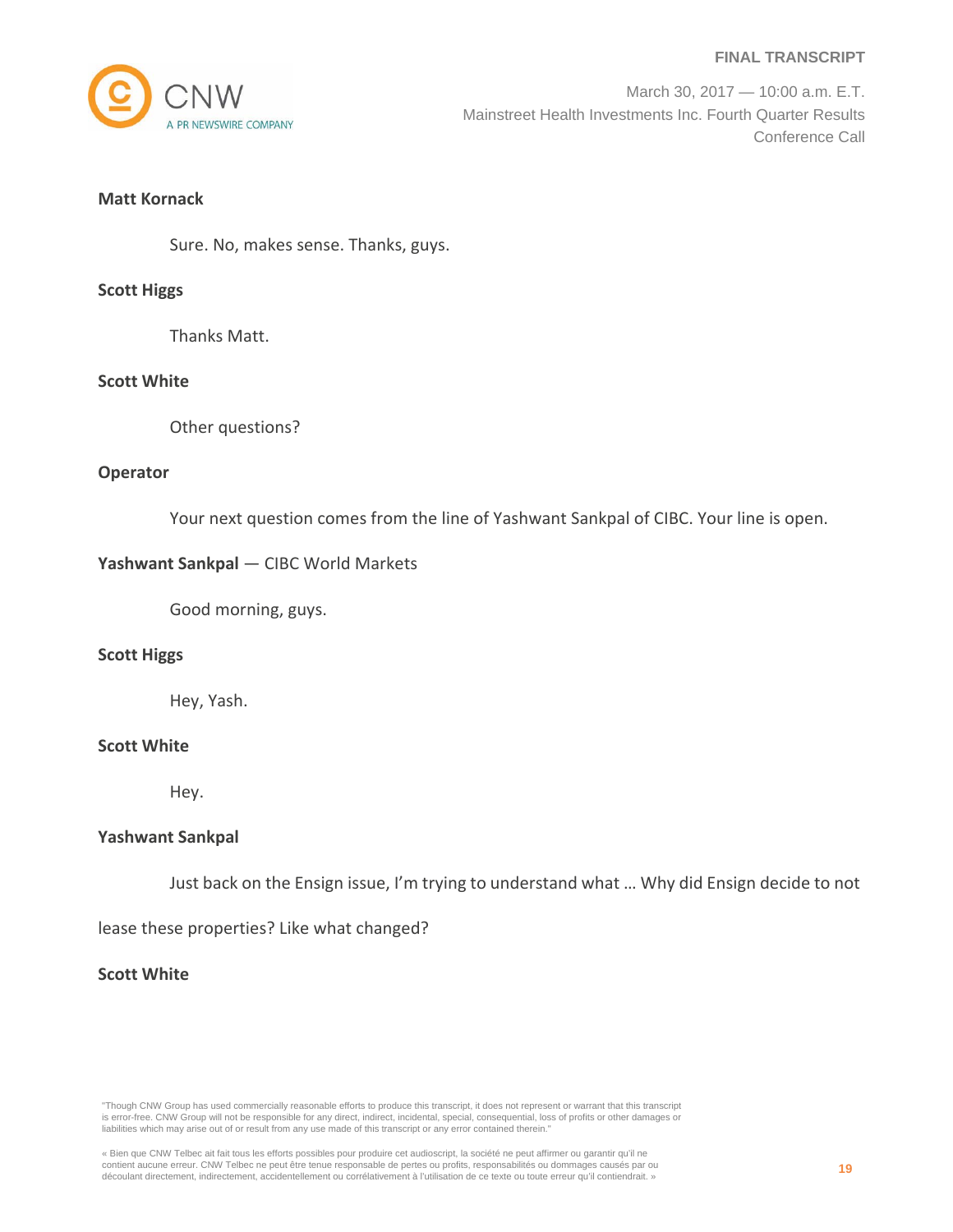**Matt Kornack**

Sure. No, makes sense. Thanks, guys.

**Scott Higgs**

Thanks Matt.

**Scott White**

Other questions?

**Operator**

Your next question comes from the line of Yashwant Sankpal of CIBC. Your line is open.

**Yashwant Sankpal** — CIBC World Markets

Good morning, guys.

**Scott Higgs**

Hey, Yash.

**Scott White**

Hey.

**Yashwant Sankpal**

Just back on the Ensign issue, I'm trying to understand what … Why did Ensign decide to not lease these properties? Like what changed?

**Scott White**

"Though CNW Group has used commercially reasonable efforts to produce this transcript, it does not represent or warrant that this transcript is error-free. CNW Group will not be responsible for any direct, indirect, incidental, special, consequential, loss of profits or other damages or liabilities which may arise out of or result from any use made of this transcript or any error contained therein."

« Bien que CNW Telbec ait fait tous les efforts possibles pour produire cet audioscript, la société ne peut affirmer ou garantir qu'il ne contient aucune erreur. CNW Telbec ne peut être tenue responsable de pertes ou profits, responsabilités ou dommages causés par ou découlant directement, indirectement, accidentellement ou corrélativement à l'utilisation de ce texte ou toute erreur qu'il contiendrait. »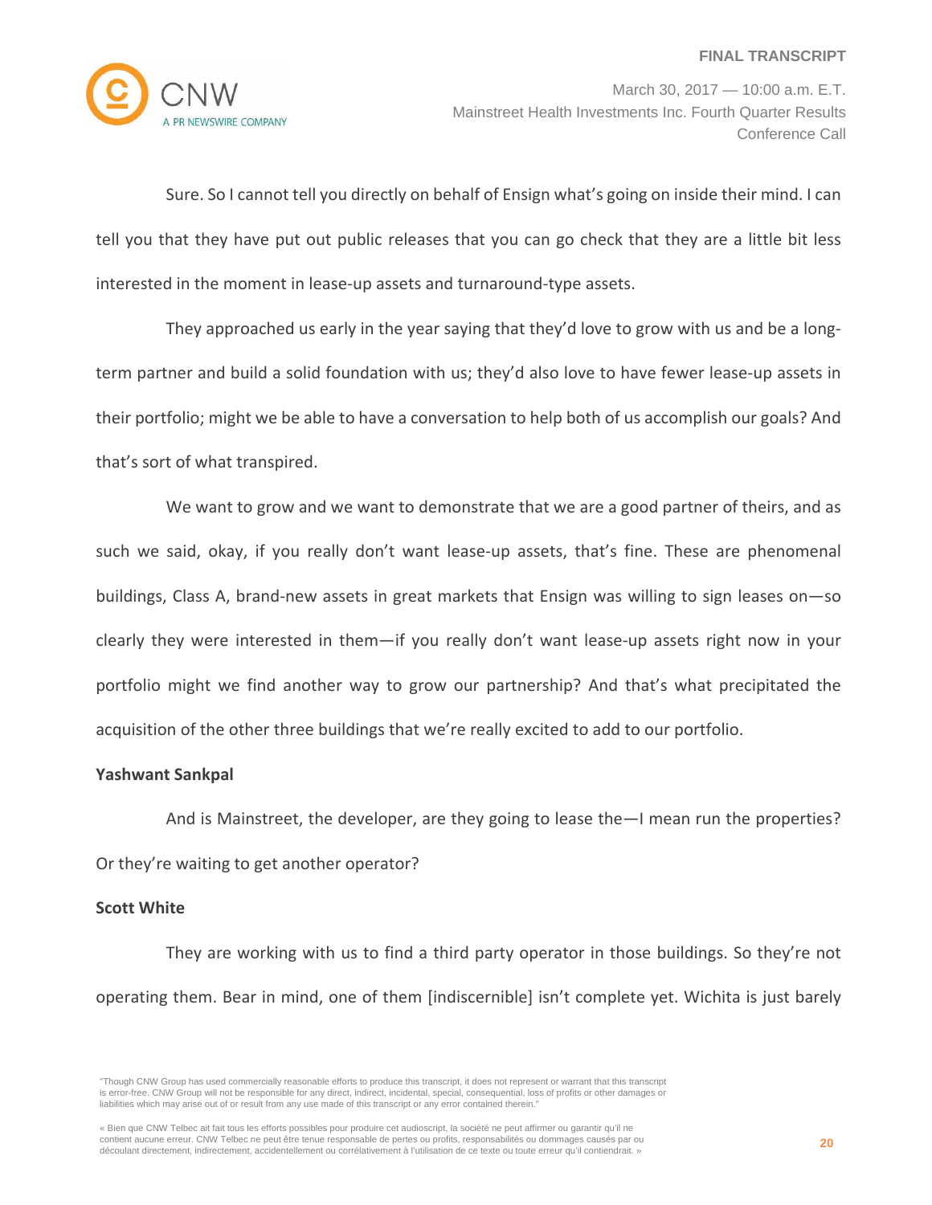Sure. So I cannot tell you directly on behalf of Ensign what's going on inside their mind. I can tell you that they have put out public releases that you can go check that they are a little bit less interested in the moment in lease-up assets and turnaround-type assets.

They approached us early in the year saying that they'd love to grow with us and be a long-term partner and build a solid foundation with us; they'd also love to have fewer lease-up assets in their portfolio; might we be able to have a conversation to help both of us accomplish our goals? And that's sort of what transpired.

We want to grow and we want to demonstrate that we are a good partner of theirs, and as such we said, okay, if you really don't want lease-up assets, that's fine. These are phenomenal buildings, Class A, brand-new assets in great markets that Ensign was willing to sign leases on—so clearly they were interested in them—if you really don't want lease-up assets right now in your portfolio might we find another way to grow our partnership? And that's what precipitated the acquisition of the other three buildings that we're really excited to add to our portfolio.

**Yashwant Sankpal**

And is Mainstreet, the developer, are they going to lease the—I mean run the properties? Or they're waiting to get another operator?

**Scott White**

They are working with us to find a third party operator in those buildings. So they're not operating them. Bear in mind, one of them [indiscernible] isn't complete yet. Wichita is just barely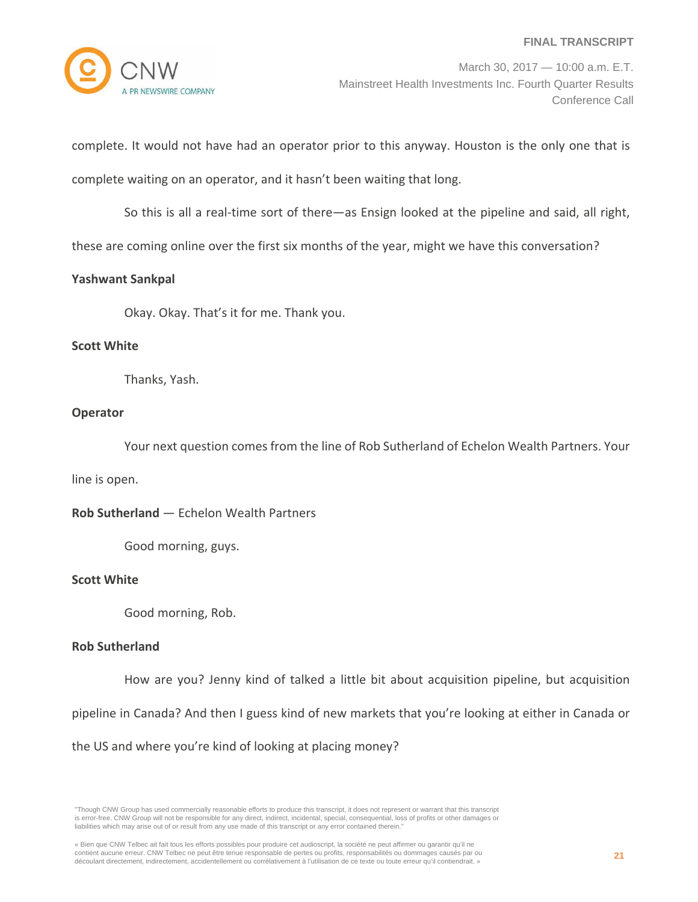complete. It would not have had an operator prior to this anyway. Houston is the only one that is complete waiting on an operator, and it hasn't been waiting that long.

So this is all a real-time sort of there—as Ensign looked at the pipeline and said, all right, these are coming online over the first six months of the year, might we have this conversation?

**Yashwant Sankpal**

Okay. Okay. That's it for me. Thank you.

**Scott White**

Thanks, Yash.

**Operator**

Your next question comes from the line of Rob Sutherland of Echelon Wealth Partners. Your line is open.

**Rob Sutherland** — Echelon Wealth Partners

Good morning, guys.

**Scott White**

Good morning, Rob.

**Rob Sutherland**

How are you? Jenny kind of talked a little bit about acquisition pipeline, but acquisition pipeline in Canada? And then I guess kind of new markets that you're looking at either in Canada or the US and where you're kind of looking at placing money?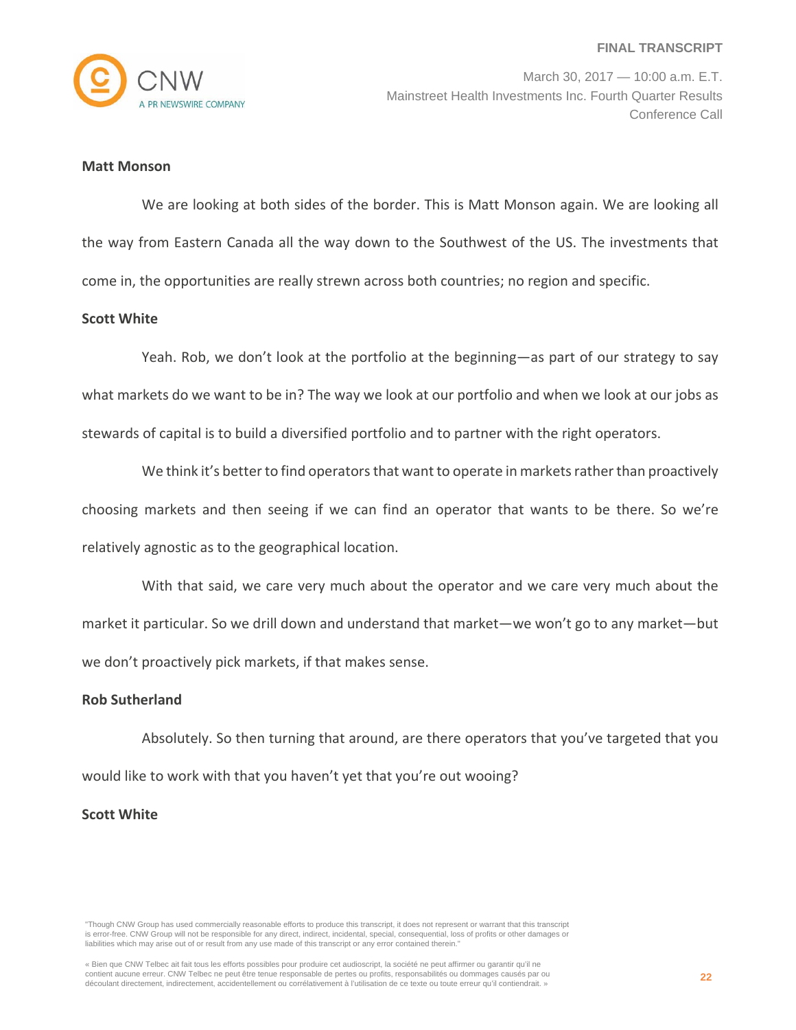**Matt Monson**

We are looking at both sides of the border. This is Matt Monson again. We are looking all the way from Eastern Canada all the way down to the Southwest of the US. The investments that come in, the opportunities are really strewn across both countries; no region and specific.

**Scott White**

Yeah. Rob, we don't look at the portfolio at the beginning—as part of our strategy to say what markets do we want to be in? The way we look at our portfolio and when we look at our jobs as stewards of capital is to build a diversified portfolio and to partner with the right operators.

We think it's better to find operators that want to operate in markets rather than proactively choosing markets and then seeing if we can find an operator that wants to be there. So we're relatively agnostic as to the geographical location.

With that said, we care very much about the operator and we care very much about the market it particular. So we drill down and understand that market—we won't go to any market—but we don't proactively pick markets, if that makes sense.

**Rob Sutherland**

Absolutely. So then turning that around, are there operators that you've targeted that you would like to work with that you haven't yet that you're out wooing?

**Scott White**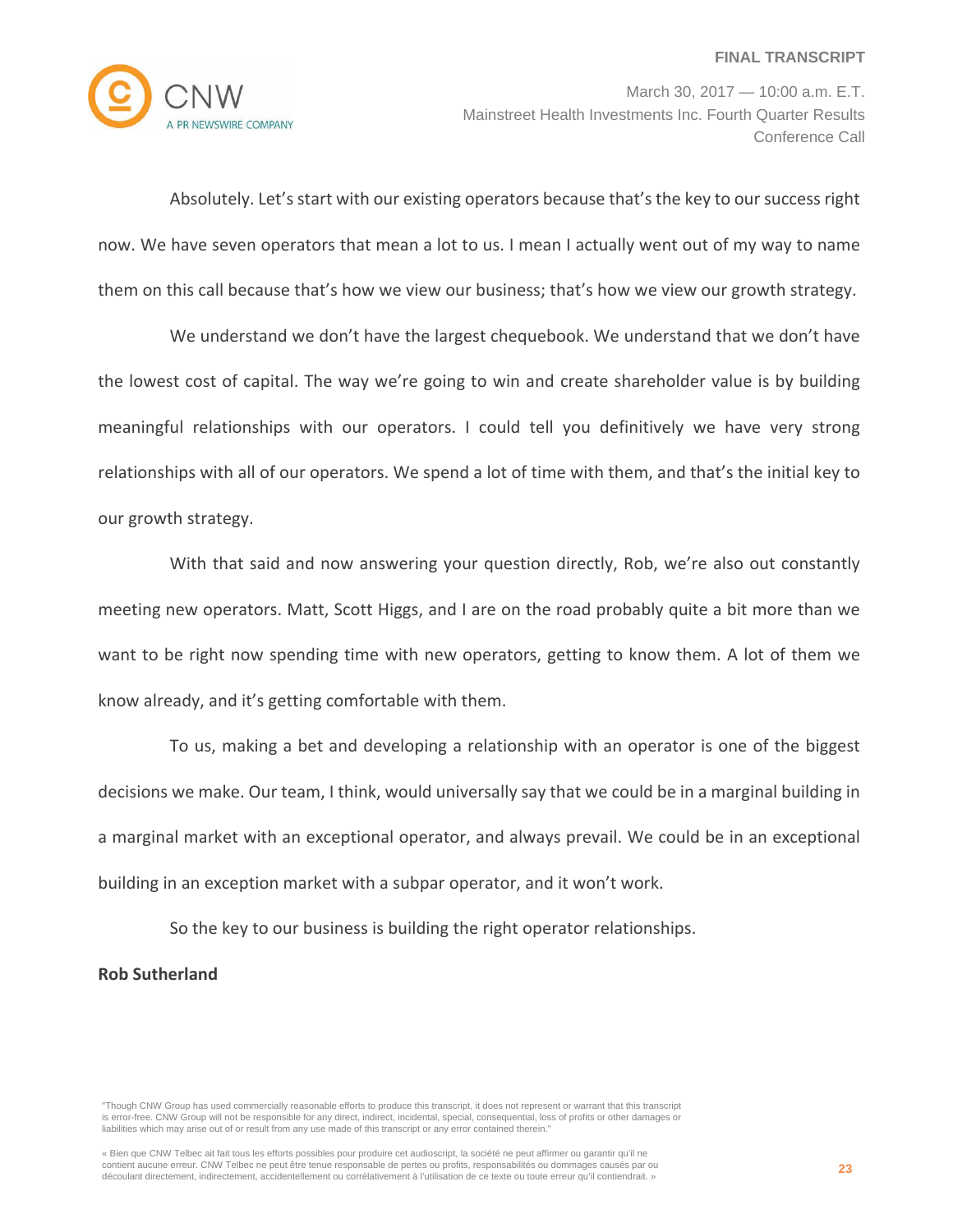Absolutely. Let's start with our existing operators because that's the key to our success right now. We have seven operators that mean a lot to us. I mean I actually went out of my way to name them on this call because that's how we view our business; that's how we view our growth strategy.

We understand we don't have the largest chequebook. We understand that we don't have the lowest cost of capital. The way we're going to win and create shareholder value is by building meaningful relationships with our operators. I could tell you definitively we have very strong relationships with all of our operators. We spend a lot of time with them, and that's the initial key to our growth strategy.

With that said and now answering your question directly, Rob, we're also out constantly meeting new operators. Matt, Scott Higgs, and I are on the road probably quite a bit more than we want to be right now spending time with new operators, getting to know them. A lot of them we know already, and it's getting comfortable with them.

To us, making a bet and developing a relationship with an operator is one of the biggest decisions we make. Our team, I think, would universally say that we could be in a marginal building in a marginal market with an exceptional operator, and always prevail. We could be in an exceptional building in an exception market with a subpar operator, and it won't work.

So the key to our business is building the right operator relationships.

**Rob Sutherland**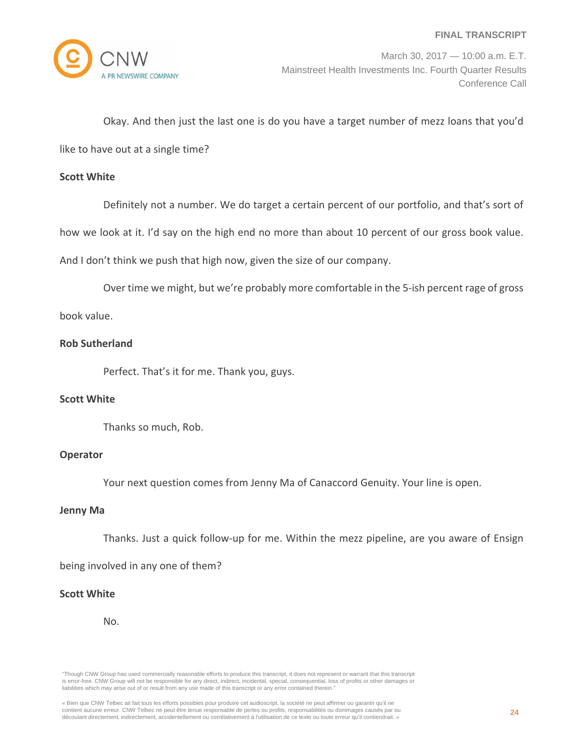Okay. And then just the last one is do you have a target number of mezz loans that you'd like to have out at a single time?

**Scott White**

Definitely not a number. We do target a certain percent of our portfolio, and that's sort of how we look at it. I'd say on the high end no more than about 10 percent of our gross book value. And I don't think we push that high now, given the size of our company.

Over time we might, but we're probably more comfortable in the 5-ish percent rage of gross book value.

**Rob Sutherland**

Perfect. That's it for me. Thank you, guys.

**Scott White**

Thanks so much, Rob.

**Operator**

Your next question comes from Jenny Ma of Canaccord Genuity. Your line is open.

**Jenny Ma**

Thanks. Just a quick follow-up for me. Within the mezz pipeline, are you aware of Ensign being involved in any one of them?

**Scott White**

No.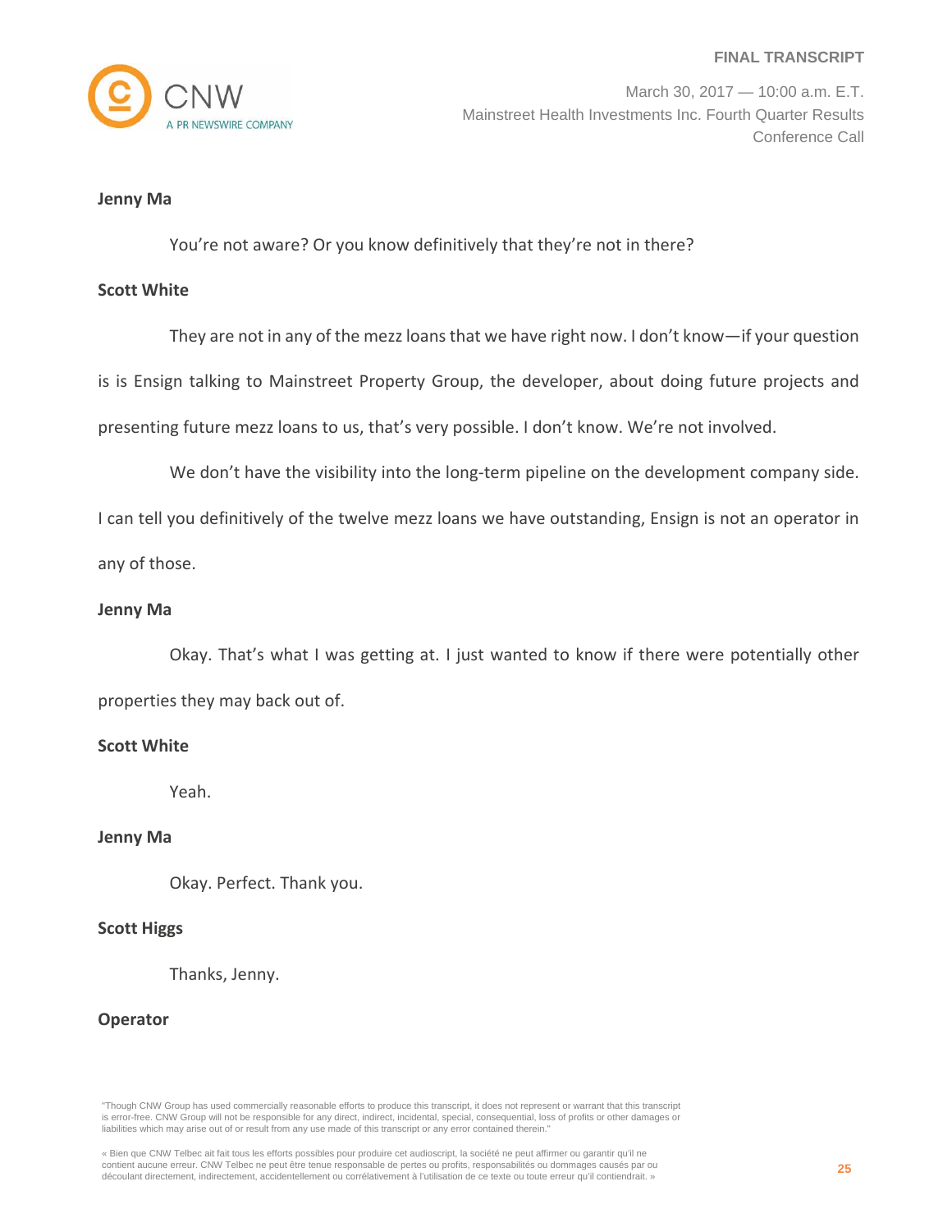**Jenny Ma**

You're not aware? Or you know definitively that they're not in there?

**Scott White**

They are not in any of the mezz loans that we have right now. I don't know—if your question is is Ensign talking to Mainstreet Property Group, the developer, about doing future projects and presenting future mezz loans to us, that's very possible. I don't know. We're not involved.

We don't have the visibility into the long-term pipeline on the development company side. I can tell you definitively of the twelve mezz loans we have outstanding, Ensign is not an operator in any of those.

**Jenny Ma**

Okay. That's what I was getting at. I just wanted to know if there were potentially other properties they may back out of.

**Scott White**

Yeah.

**Jenny Ma**

Okay. Perfect. Thank you.

**Scott Higgs**

Thanks, Jenny.

**Operator**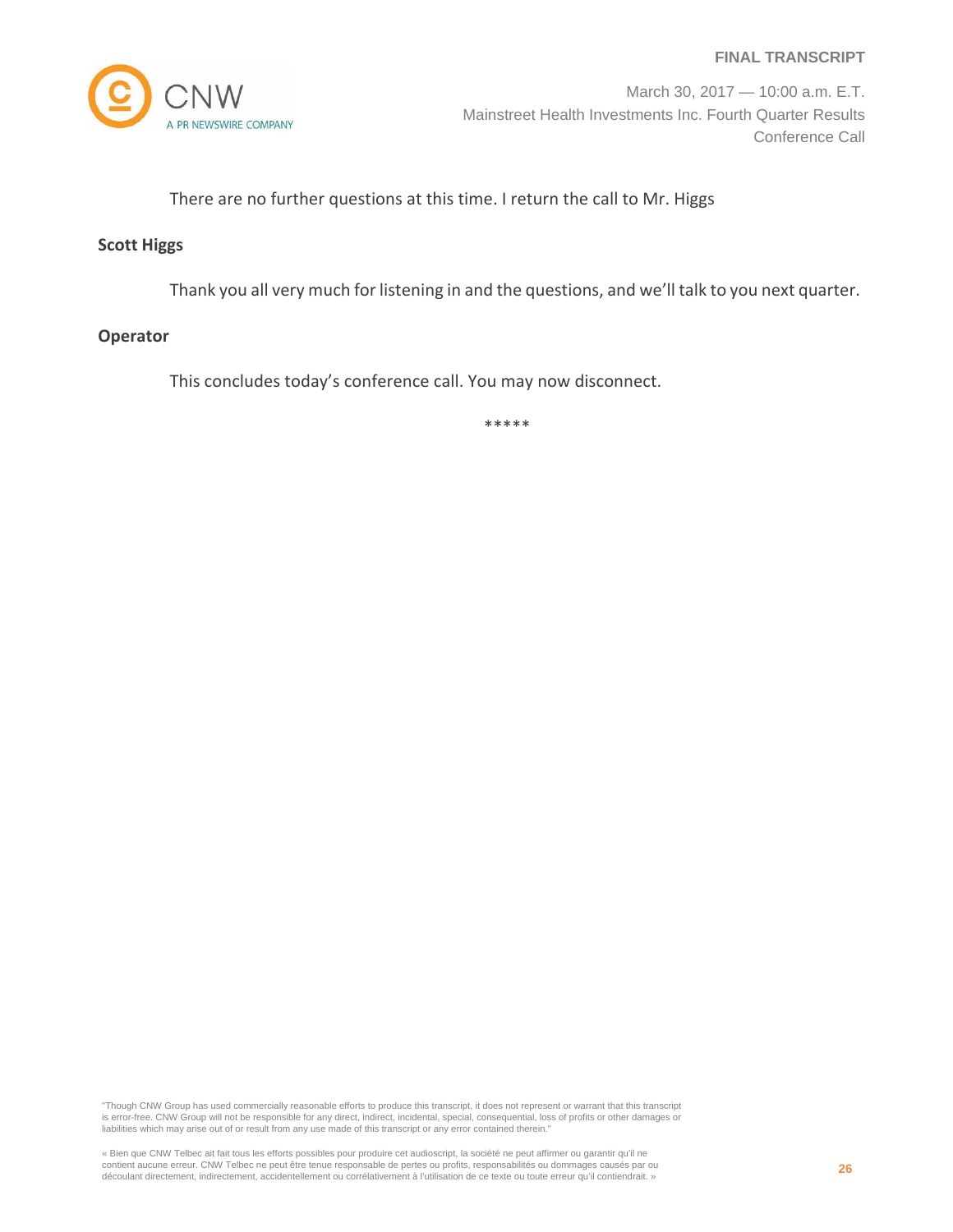There are no further questions at this time. I return the call to Mr. Higgs

**Scott Higgs**

Thank you all very much for listening in and the questions, and we'll talk to you next quarter.

**Operator**

This concludes today's conference call. You may now disconnect.

*****